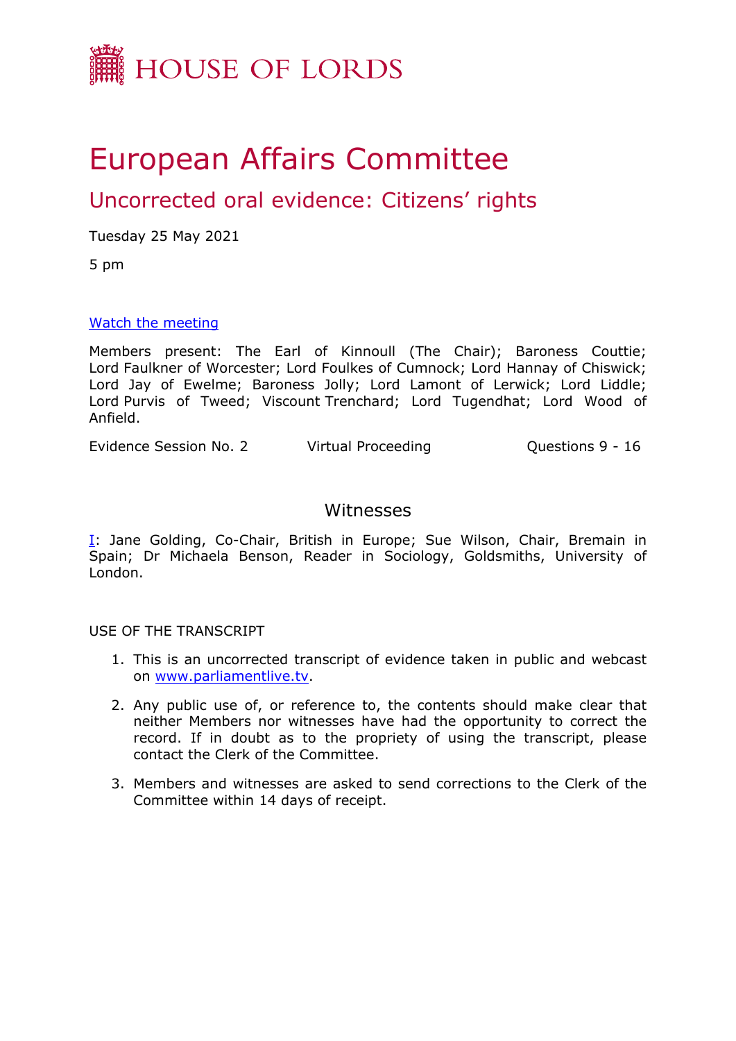HOUSE OF LORDS

# European Affairs Committee

## Uncorrected oral evidence: Citizens' rights

Tuesday 25 May 2021

5 pm

[Watch the meeting](http://www.parliamentlive.tv)

Members present: The Earl of Kinnoull (The Chair); Baroness Couttie; Lord Faulkner of Worcester; Lord Foulkes of Cumnock; Lord Hannay of Chiswick; Lord Jay of Ewelme; Baroness Jolly; Lord Lamont of Lerwick; Lord Liddle; Lord Purvis of Tweed; Viscount Trenchard; Lord Tugendhat; Lord Wood of Anfield.

Evidence Session No. 2 Virtual Proceeding Questions 9 - 16

### Witnesses

I: Jane Golding, Co-Chair, British in Europe; Sue Wilson, Chair, Bremain in Spain; Dr Michaela Benson, Reader in Sociology, Goldsmiths, University of London.

USE OF THE TRANSCRIPT

1. This is an uncorrected transcript of evidence taken in public and webcast on [www.parliamentlive.tv](http://www.parliamentlive.tv).
2. Any public use of, or reference to, the contents should make clear that neither Members nor witnesses have had the opportunity to correct the record. If in doubt as to the propriety of using the transcript, please contact the Clerk of the Committee.
3. Members and witnesses are asked to send corrections to the Clerk of the Committee within 14 days of receipt.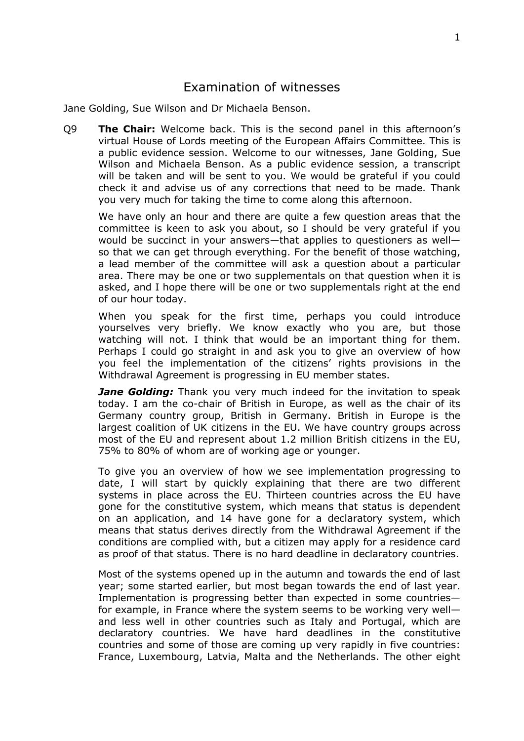# Examination of witnesses

Jane Golding, Sue Wilson and Dr Michaela Benson.

Q9 **The Chair:** Welcome back. This is the second panel in this afternoon's virtual House of Lords meeting of the European Affairs Committee. This is a public evidence session. Welcome to our witnesses, Jane Golding, Sue Wilson and Michaela Benson. As a public evidence session, a transcript will be taken and will be sent to you. We would be grateful if you could check it and advise us of any corrections that need to be made. Thank you very much for taking the time to come along this afternoon.

We have only an hour and there are quite a few question areas that the committee is keen to ask you about, so I should be very grateful if you would be succinct in your answers—that applies to questioners as well—so that we can get through everything. For the benefit of those watching, a lead member of the committee will ask a question about a particular area. There may be one or two supplementals on that question when it is asked, and I hope there will be one or two supplementals right at the end of our hour today.

When you speak for the first time, perhaps you could introduce yourselves very briefly. We know exactly who you are, but those watching will not. I think that would be an important thing for them. Perhaps I could go straight in and ask you to give an overview of how you feel the implementation of the citizens' rights provisions in the Withdrawal Agreement is progressing in EU member states.

***Jane Golding:*** Thank you very much indeed for the invitation to speak today. I am the co-chair of British in Europe, as well as the chair of its Germany country group, British in Germany. British in Europe is the largest coalition of UK citizens in the EU. We have country groups across most of the EU and represent about 1.2 million British citizens in the EU, 75% to 80% of whom are of working age or younger.

To give you an overview of how we see implementation progressing to date, I will start by quickly explaining that there are two different systems in place across the EU. Thirteen countries across the EU have gone for the constitutive system, which means that status is dependent on an application, and 14 have gone for a declaratory system, which means that status derives directly from the Withdrawal Agreement if the conditions are complied with, but a citizen may apply for a residence card as proof of that status. There is no hard deadline in declaratory countries.

Most of the systems opened up in the autumn and towards the end of last year; some started earlier, but most began towards the end of last year. Implementation is progressing better than expected in some countries—for example, in France where the system seems to be working very well—and less well in other countries such as Italy and Portugal, which are declaratory countries. We have hard deadlines in the constitutive countries and some of those are coming up very rapidly in five countries: France, Luxembourg, Latvia, Malta and the Netherlands. The other eight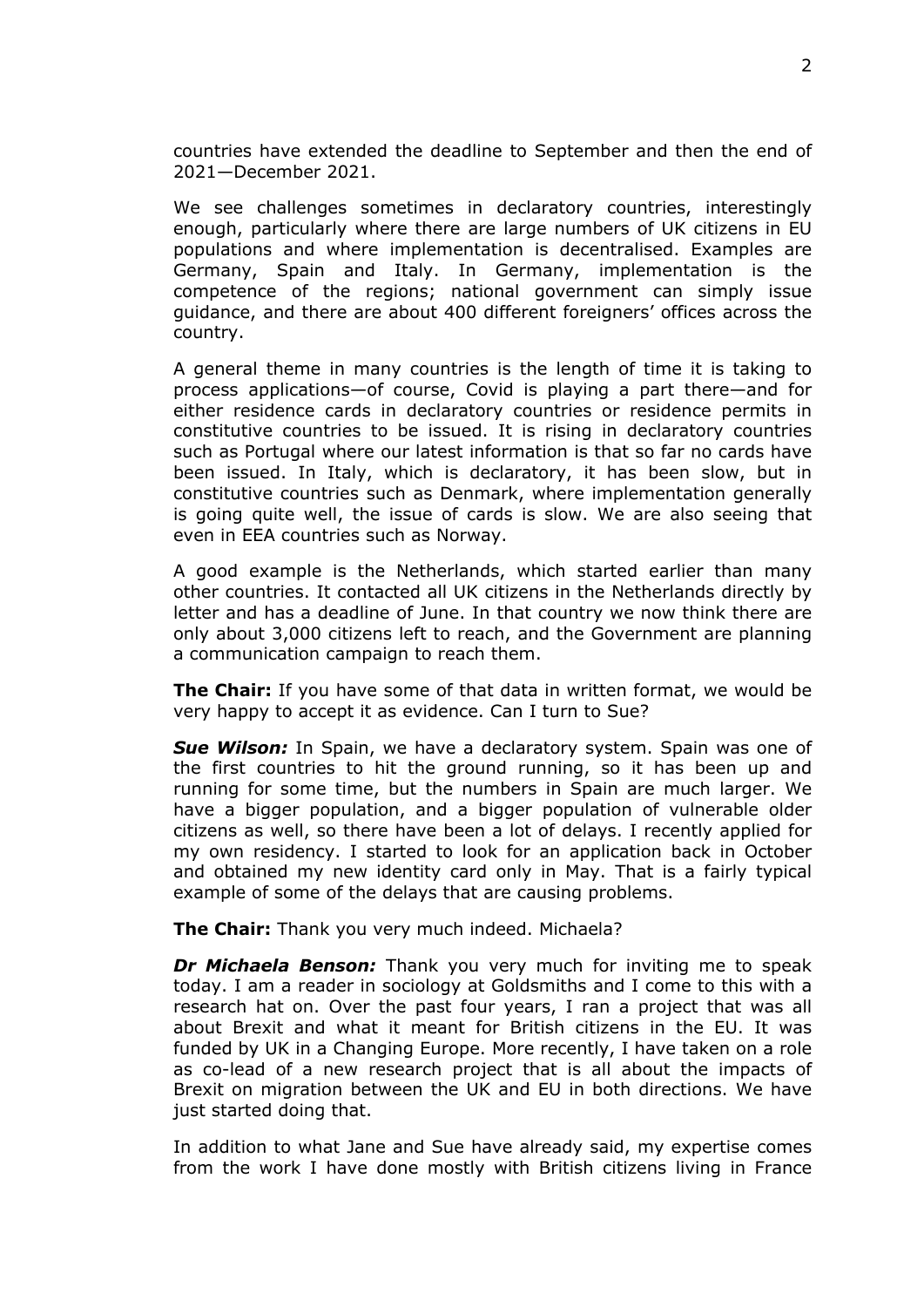countries have extended the deadline to September and then the end of 2021—December 2021.

We see challenges sometimes in declaratory countries, interestingly enough, particularly where there are large numbers of UK citizens in EU populations and where implementation is decentralised. Examples are Germany, Spain and Italy. In Germany, implementation is the competence of the regions; national government can simply issue guidance, and there are about 400 different foreigners' offices across the country.

A general theme in many countries is the length of time it is taking to process applications—of course, Covid is playing a part there—and for either residence cards in declaratory countries or residence permits in constitutive countries to be issued. It is rising in declaratory countries such as Portugal where our latest information is that so far no cards have been issued. In Italy, which is declaratory, it has been slow, but in constitutive countries such as Denmark, where implementation generally is going quite well, the issue of cards is slow. We are also seeing that even in EEA countries such as Norway.

A good example is the Netherlands, which started earlier than many other countries. It contacted all UK citizens in the Netherlands directly by letter and has a deadline of June. In that country we now think there are only about 3,000 citizens left to reach, and the Government are planning a communication campaign to reach them.

**The Chair:** If you have some of that data in written format, we would be very happy to accept it as evidence. Can I turn to Sue?

***Sue Wilson:*** In Spain, we have a declaratory system. Spain was one of the first countries to hit the ground running, so it has been up and running for some time, but the numbers in Spain are much larger. We have a bigger population, and a bigger population of vulnerable older citizens as well, so there have been a lot of delays. I recently applied for my own residency. I started to look for an application back in October and obtained my new identity card only in May. That is a fairly typical example of some of the delays that are causing problems.

**The Chair:** Thank you very much indeed. Michaela?

***Dr Michaela Benson:*** Thank you very much for inviting me to speak today. I am a reader in sociology at Goldsmiths and I come to this with a research hat on. Over the past four years, I ran a project that was all about Brexit and what it meant for British citizens in the EU. It was funded by UK in a Changing Europe. More recently, I have taken on a role as co-lead of a new research project that is all about the impacts of Brexit on migration between the UK and EU in both directions. We have just started doing that.

In addition to what Jane and Sue have already said, my expertise comes from the work I have done mostly with British citizens living in France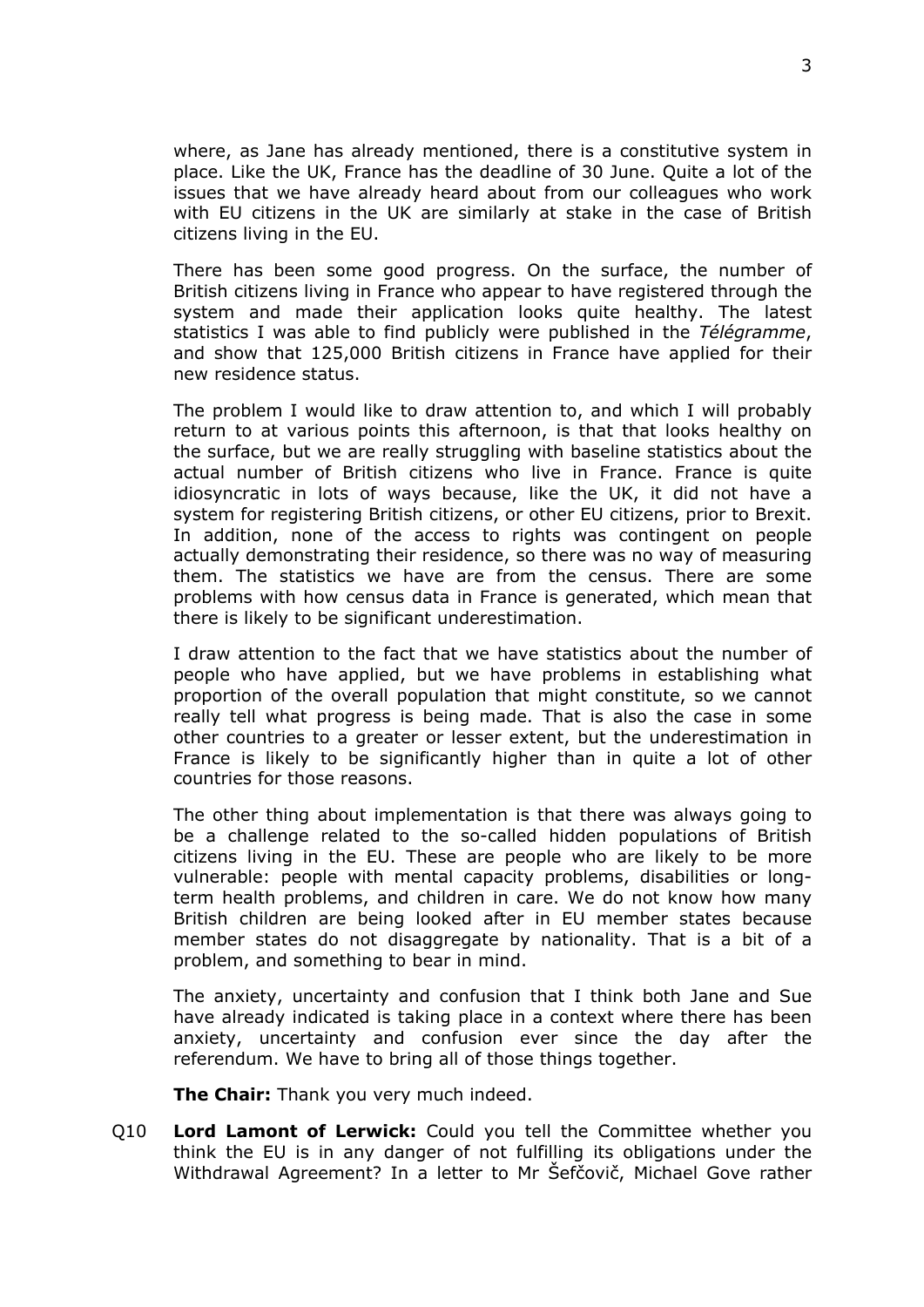where, as Jane has already mentioned, there is a constitutive system in place. Like the UK, France has the deadline of 30 June. Quite a lot of the issues that we have already heard about from our colleagues who work with EU citizens in the UK are similarly at stake in the case of British citizens living in the EU.

There has been some good progress. On the surface, the number of British citizens living in France who appear to have registered through the system and made their application looks quite healthy. The latest statistics I was able to find publicly were published in the *Télégramme*, and show that 125,000 British citizens in France have applied for their new residence status.

The problem I would like to draw attention to, and which I will probably return to at various points this afternoon, is that that looks healthy on the surface, but we are really struggling with baseline statistics about the actual number of British citizens who live in France. France is quite idiosyncratic in lots of ways because, like the UK, it did not have a system for registering British citizens, or other EU citizens, prior to Brexit. In addition, none of the access to rights was contingent on people actually demonstrating their residence, so there was no way of measuring them. The statistics we have are from the census. There are some problems with how census data in France is generated, which mean that there is likely to be significant underestimation.

I draw attention to the fact that we have statistics about the number of people who have applied, but we have problems in establishing what proportion of the overall population that might constitute, so we cannot really tell what progress is being made. That is also the case in some other countries to a greater or lesser extent, but the underestimation in France is likely to be significantly higher than in quite a lot of other countries for those reasons.

The other thing about implementation is that there was always going to be a challenge related to the so-called hidden populations of British citizens living in the EU. These are people who are likely to be more vulnerable: people with mental capacity problems, disabilities or long-term health problems, and children in care. We do not know how many British children are being looked after in EU member states because member states do not disaggregate by nationality. That is a bit of a problem, and something to bear in mind.

The anxiety, uncertainty and confusion that I think both Jane and Sue have already indicated is taking place in a context where there has been anxiety, uncertainty and confusion ever since the day after the referendum. We have to bring all of those things together.

**The Chair:** Thank you very much indeed.

Q10 **Lord Lamont of Lerwick:** Could you tell the Committee whether you think the EU is in any danger of not fulfilling its obligations under the Withdrawal Agreement? In a letter to Mr Šefčovič, Michael Gove rather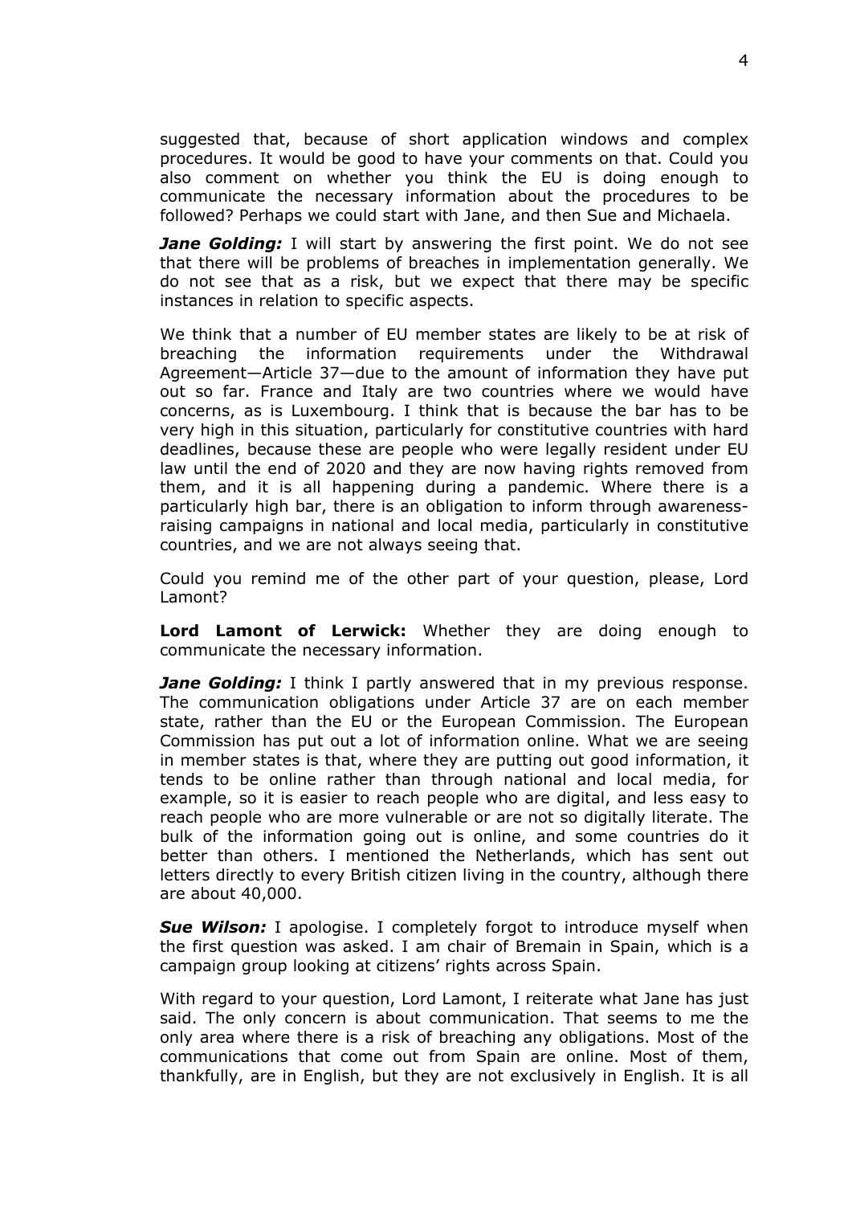suggested that, because of short application windows and complex procedures. It would be good to have your comments on that. Could you also comment on whether you think the EU is doing enough to communicate the necessary information about the procedures to be followed? Perhaps we could start with Jane, and then Sue and Michaela.

***Jane Golding:*** I will start by answering the first point. We do not see that there will be problems of breaches in implementation generally. We do not see that as a risk, but we expect that there may be specific instances in relation to specific aspects.

We think that a number of EU member states are likely to be at risk of breaching the information requirements under the Withdrawal Agreement—Article 37—due to the amount of information they have put out so far. France and Italy are two countries where we would have concerns, as is Luxembourg. I think that is because the bar has to be very high in this situation, particularly for constitutive countries with hard deadlines, because these are people who were legally resident under EU law until the end of 2020 and they are now having rights removed from them, and it is all happening during a pandemic. Where there is a particularly high bar, there is an obligation to inform through awareness-raising campaigns in national and local media, particularly in constitutive countries, and we are not always seeing that.

Could you remind me of the other part of your question, please, Lord Lamont?

**Lord Lamont of Lerwick:** Whether they are doing enough to communicate the necessary information.

***Jane Golding:*** I think I partly answered that in my previous response. The communication obligations under Article 37 are on each member state, rather than the EU or the European Commission. The European Commission has put out a lot of information online. What we are seeing in member states is that, where they are putting out good information, it tends to be online rather than through national and local media, for example, so it is easier to reach people who are digital, and less easy to reach people who are more vulnerable or are not so digitally literate. The bulk of the information going out is online, and some countries do it better than others. I mentioned the Netherlands, which has sent out letters directly to every British citizen living in the country, although there are about 40,000.

***Sue Wilson:*** I apologise. I completely forgot to introduce myself when the first question was asked. I am chair of Bremain in Spain, which is a campaign group looking at citizens' rights across Spain.

With regard to your question, Lord Lamont, I reiterate what Jane has just said. The only concern is about communication. That seems to me the only area where there is a risk of breaching any obligations. Most of the communications that come out from Spain are online. Most of them, thankfully, are in English, but they are not exclusively in English. It is all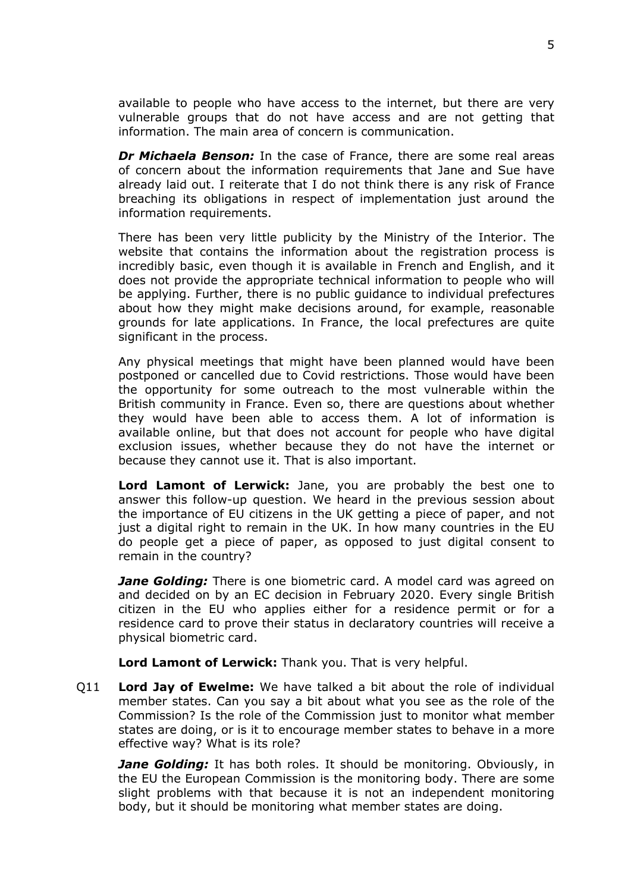available to people who have access to the internet, but there are very vulnerable groups that do not have access and are not getting that information. The main area of concern is communication.

***Dr Michaela Benson:*** In the case of France, there are some real areas of concern about the information requirements that Jane and Sue have already laid out. I reiterate that I do not think there is any risk of France breaching its obligations in respect of implementation just around the information requirements.

There has been very little publicity by the Ministry of the Interior. The website that contains the information about the registration process is incredibly basic, even though it is available in French and English, and it does not provide the appropriate technical information to people who will be applying. Further, there is no public guidance to individual prefectures about how they might make decisions around, for example, reasonable grounds for late applications. In France, the local prefectures are quite significant in the process.

Any physical meetings that might have been planned would have been postponed or cancelled due to Covid restrictions. Those would have been the opportunity for some outreach to the most vulnerable within the British community in France. Even so, there are questions about whether they would have been able to access them. A lot of information is available online, but that does not account for people who have digital exclusion issues, whether because they do not have the internet or because they cannot use it. That is also important.

**Lord Lamont of Lerwick:** Jane, you are probably the best one to answer this follow-up question. We heard in the previous session about the importance of EU citizens in the UK getting a piece of paper, and not just a digital right to remain in the UK. In how many countries in the EU do people get a piece of paper, as opposed to just digital consent to remain in the country?

***Jane Golding:*** There is one biometric card. A model card was agreed on and decided on by an EC decision in February 2020. Every single British citizen in the EU who applies either for a residence permit or for a residence card to prove their status in declaratory countries will receive a physical biometric card.

**Lord Lamont of Lerwick:** Thank you. That is very helpful.

Q11 **Lord Jay of Ewelme:** We have talked a bit about the role of individual member states. Can you say a bit about what you see as the role of the Commission? Is the role of the Commission just to monitor what member states are doing, or is it to encourage member states to behave in a more effective way? What is its role?

***Jane Golding:*** It has both roles. It should be monitoring. Obviously, in the EU the European Commission is the monitoring body. There are some slight problems with that because it is not an independent monitoring body, but it should be monitoring what member states are doing.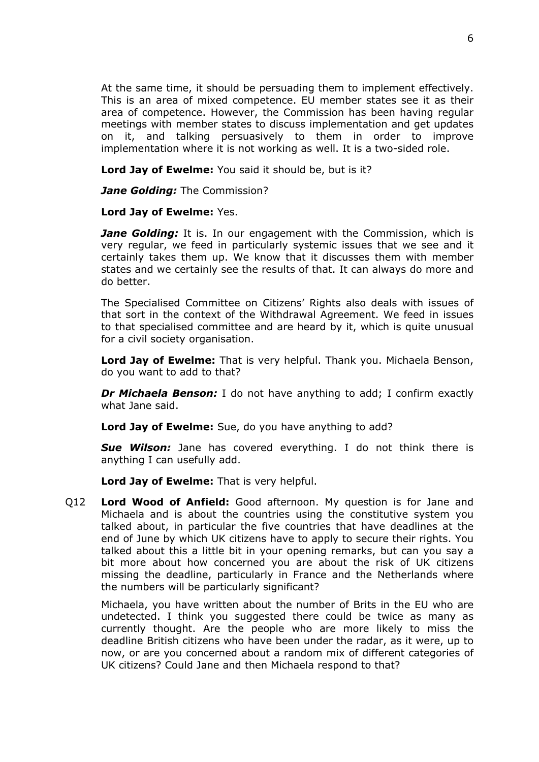At the same time, it should be persuading them to implement effectively. This is an area of mixed competence. EU member states see it as their area of competence. However, the Commission has been having regular meetings with member states to discuss implementation and get updates on it, and talking persuasively to them in order to improve implementation where it is not working as well. It is a two-sided role.

**Lord Jay of Ewelme:** You said it should be, but is it?

***Jane Golding:*** The Commission?

**Lord Jay of Ewelme:** Yes.

***Jane Golding:*** It is. In our engagement with the Commission, which is very regular, we feed in particularly systemic issues that we see and it certainly takes them up. We know that it discusses them with member states and we certainly see the results of that. It can always do more and do better.

The Specialised Committee on Citizens' Rights also deals with issues of that sort in the context of the Withdrawal Agreement. We feed in issues to that specialised committee and are heard by it, which is quite unusual for a civil society organisation.

**Lord Jay of Ewelme:** That is very helpful. Thank you. Michaela Benson, do you want to add to that?

***Dr Michaela Benson:*** I do not have anything to add; I confirm exactly what Jane said.

**Lord Jay of Ewelme:** Sue, do you have anything to add?

***Sue Wilson:*** Jane has covered everything. I do not think there is anything I can usefully add.

**Lord Jay of Ewelme:** That is very helpful.

Q12 **Lord Wood of Anfield:** Good afternoon. My question is for Jane and Michaela and is about the countries using the constitutive system you talked about, in particular the five countries that have deadlines at the end of June by which UK citizens have to apply to secure their rights. You talked about this a little bit in your opening remarks, but can you say a bit more about how concerned you are about the risk of UK citizens missing the deadline, particularly in France and the Netherlands where the numbers will be particularly significant?

Michaela, you have written about the number of Brits in the EU who are undetected. I think you suggested there could be twice as many as currently thought. Are the people who are more likely to miss the deadline British citizens who have been under the radar, as it were, up to now, or are you concerned about a random mix of different categories of UK citizens? Could Jane and then Michaela respond to that?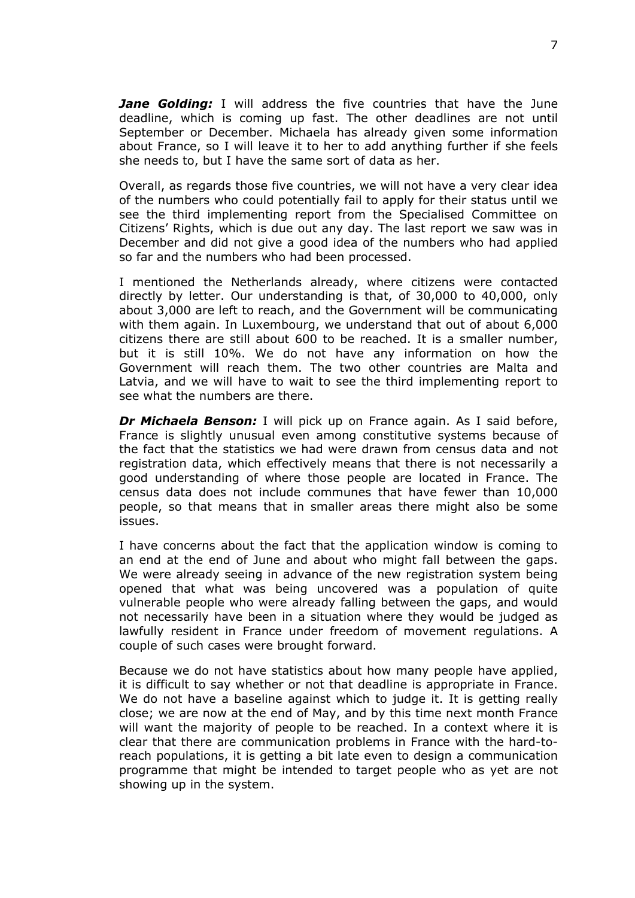***Jane Golding:*** I will address the five countries that have the June deadline, which is coming up fast. The other deadlines are not until September or December. Michaela has already given some information about France, so I will leave it to her to add anything further if she feels she needs to, but I have the same sort of data as her.

Overall, as regards those five countries, we will not have a very clear idea of the numbers who could potentially fail to apply for their status until we see the third implementing report from the Specialised Committee on Citizens' Rights, which is due out any day. The last report we saw was in December and did not give a good idea of the numbers who had applied so far and the numbers who had been processed.

I mentioned the Netherlands already, where citizens were contacted directly by letter. Our understanding is that, of 30,000 to 40,000, only about 3,000 are left to reach, and the Government will be communicating with them again. In Luxembourg, we understand that out of about 6,000 citizens there are still about 600 to be reached. It is a smaller number, but it is still 10%. We do not have any information on how the Government will reach them. The two other countries are Malta and Latvia, and we will have to wait to see the third implementing report to see what the numbers are there.

***Dr Michaela Benson:*** I will pick up on France again. As I said before, France is slightly unusual even among constitutive systems because of the fact that the statistics we had were drawn from census data and not registration data, which effectively means that there is not necessarily a good understanding of where those people are located in France. The census data does not include communes that have fewer than 10,000 people, so that means that in smaller areas there might also be some issues.

I have concerns about the fact that the application window is coming to an end at the end of June and about who might fall between the gaps. We were already seeing in advance of the new registration system being opened that what was being uncovered was a population of quite vulnerable people who were already falling between the gaps, and would not necessarily have been in a situation where they would be judged as lawfully resident in France under freedom of movement regulations. A couple of such cases were brought forward.

Because we do not have statistics about how many people have applied, it is difficult to say whether or not that deadline is appropriate in France. We do not have a baseline against which to judge it. It is getting really close; we are now at the end of May, and by this time next month France will want the majority of people to be reached. In a context where it is clear that there are communication problems in France with the hard-to-reach populations, it is getting a bit late even to design a communication programme that might be intended to target people who as yet are not showing up in the system.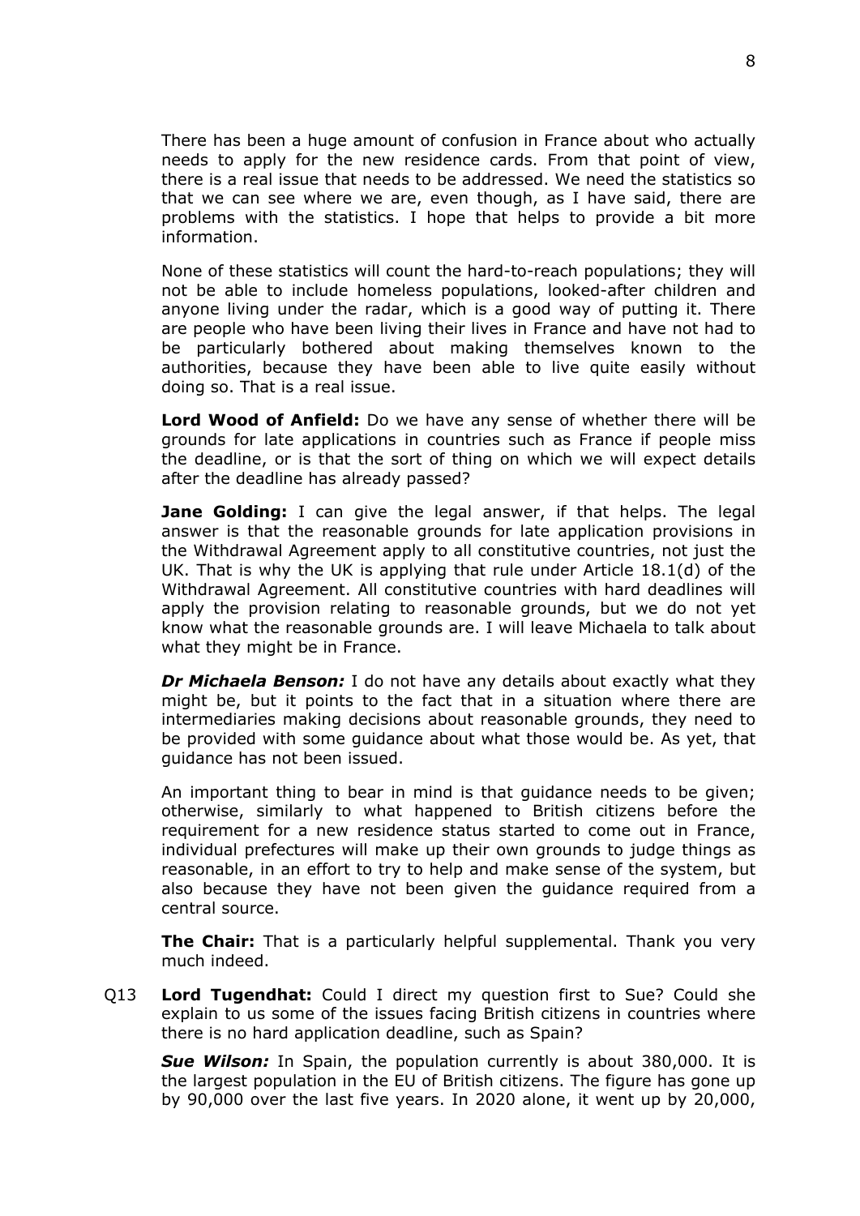There has been a huge amount of confusion in France about who actually needs to apply for the new residence cards. From that point of view, there is a real issue that needs to be addressed. We need the statistics so that we can see where we are, even though, as I have said, there are problems with the statistics. I hope that helps to provide a bit more information.

None of these statistics will count the hard-to-reach populations; they will not be able to include homeless populations, looked-after children and anyone living under the radar, which is a good way of putting it. There are people who have been living their lives in France and have not had to be particularly bothered about making themselves known to the authorities, because they have been able to live quite easily without doing so. That is a real issue.

**Lord Wood of Anfield:** Do we have any sense of whether there will be grounds for late applications in countries such as France if people miss the deadline, or is that the sort of thing on which we will expect details after the deadline has already passed?

**Jane Golding:** I can give the legal answer, if that helps. The legal answer is that the reasonable grounds for late application provisions in the Withdrawal Agreement apply to all constitutive countries, not just the UK. That is why the UK is applying that rule under Article 18.1(d) of the Withdrawal Agreement. All constitutive countries with hard deadlines will apply the provision relating to reasonable grounds, but we do not yet know what the reasonable grounds are. I will leave Michaela to talk about what they might be in France.

***Dr Michaela Benson:*** I do not have any details about exactly what they might be, but it points to the fact that in a situation where there are intermediaries making decisions about reasonable grounds, they need to be provided with some guidance about what those would be. As yet, that guidance has not been issued.

An important thing to bear in mind is that guidance needs to be given; otherwise, similarly to what happened to British citizens before the requirement for a new residence status started to come out in France, individual prefectures will make up their own grounds to judge things as reasonable, in an effort to try to help and make sense of the system, but also because they have not been given the guidance required from a central source.

**The Chair:** That is a particularly helpful supplemental. Thank you very much indeed.

Q13 **Lord Tugendhat:** Could I direct my question first to Sue? Could she explain to us some of the issues facing British citizens in countries where there is no hard application deadline, such as Spain?

***Sue Wilson:*** In Spain, the population currently is about 380,000. It is the largest population in the EU of British citizens. The figure has gone up by 90,000 over the last five years. In 2020 alone, it went up by 20,000,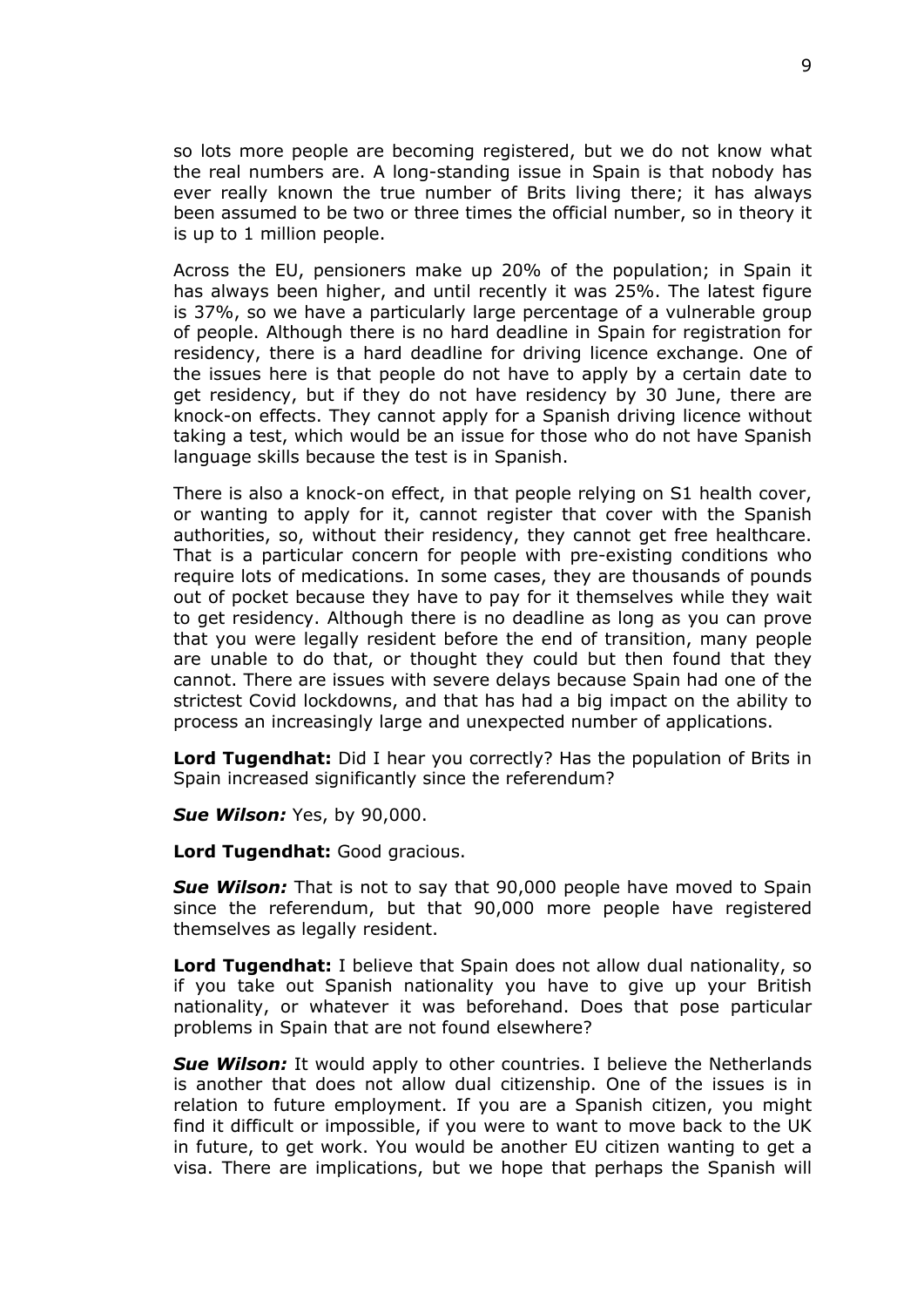so lots more people are becoming registered, but we do not know what the real numbers are. A long-standing issue in Spain is that nobody has ever really known the true number of Brits living there; it has always been assumed to be two or three times the official number, so in theory it is up to 1 million people.

Across the EU, pensioners make up 20% of the population; in Spain it has always been higher, and until recently it was 25%. The latest figure is 37%, so we have a particularly large percentage of a vulnerable group of people. Although there is no hard deadline in Spain for registration for residency, there is a hard deadline for driving licence exchange. One of the issues here is that people do not have to apply by a certain date to get residency, but if they do not have residency by 30 June, there are knock-on effects. They cannot apply for a Spanish driving licence without taking a test, which would be an issue for those who do not have Spanish language skills because the test is in Spanish.

There is also a knock-on effect, in that people relying on S1 health cover, or wanting to apply for it, cannot register that cover with the Spanish authorities, so, without their residency, they cannot get free healthcare. That is a particular concern for people with pre-existing conditions who require lots of medications. In some cases, they are thousands of pounds out of pocket because they have to pay for it themselves while they wait to get residency. Although there is no deadline as long as you can prove that you were legally resident before the end of transition, many people are unable to do that, or thought they could but then found that they cannot. There are issues with severe delays because Spain had one of the strictest Covid lockdowns, and that has had a big impact on the ability to process an increasingly large and unexpected number of applications.

**Lord Tugendhat:** Did I hear you correctly? Has the population of Brits in Spain increased significantly since the referendum?

***Sue Wilson:*** Yes, by 90,000.

**Lord Tugendhat:** Good gracious.

***Sue Wilson:*** That is not to say that 90,000 people have moved to Spain since the referendum, but that 90,000 more people have registered themselves as legally resident.

**Lord Tugendhat:** I believe that Spain does not allow dual nationality, so if you take out Spanish nationality you have to give up your British nationality, or whatever it was beforehand. Does that pose particular problems in Spain that are not found elsewhere?

***Sue Wilson:*** It would apply to other countries. I believe the Netherlands is another that does not allow dual citizenship. One of the issues is in relation to future employment. If you are a Spanish citizen, you might find it difficult or impossible, if you were to want to move back to the UK in future, to get work. You would be another EU citizen wanting to get a visa. There are implications, but we hope that perhaps the Spanish will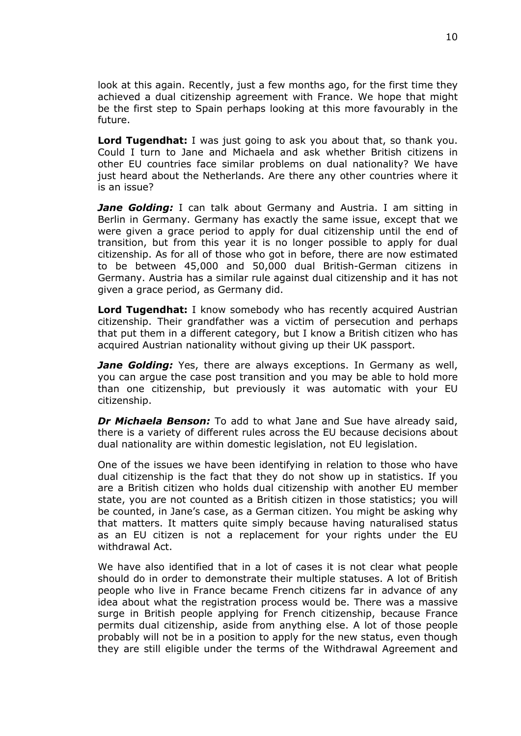look at this again. Recently, just a few months ago, for the first time they achieved a dual citizenship agreement with France. We hope that might be the first step to Spain perhaps looking at this more favourably in the future.

**Lord Tugendhat:** I was just going to ask you about that, so thank you. Could I turn to Jane and Michaela and ask whether British citizens in other EU countries face similar problems on dual nationality? We have just heard about the Netherlands. Are there any other countries where it is an issue?

***Jane Golding:*** I can talk about Germany and Austria. I am sitting in Berlin in Germany. Germany has exactly the same issue, except that we were given a grace period to apply for dual citizenship until the end of transition, but from this year it is no longer possible to apply for dual citizenship. As for all of those who got in before, there are now estimated to be between 45,000 and 50,000 dual British-German citizens in Germany. Austria has a similar rule against dual citizenship and it has not given a grace period, as Germany did.

**Lord Tugendhat:** I know somebody who has recently acquired Austrian citizenship. Their grandfather was a victim of persecution and perhaps that put them in a different category, but I know a British citizen who has acquired Austrian nationality without giving up their UK passport.

***Jane Golding:*** Yes, there are always exceptions. In Germany as well, you can argue the case post transition and you may be able to hold more than one citizenship, but previously it was automatic with your EU citizenship.

***Dr Michaela Benson:*** To add to what Jane and Sue have already said, there is a variety of different rules across the EU because decisions about dual nationality are within domestic legislation, not EU legislation.

One of the issues we have been identifying in relation to those who have dual citizenship is the fact that they do not show up in statistics. If you are a British citizen who holds dual citizenship with another EU member state, you are not counted as a British citizen in those statistics; you will be counted, in Jane's case, as a German citizen. You might be asking why that matters. It matters quite simply because having naturalised status as an EU citizen is not a replacement for your rights under the EU withdrawal Act.

We have also identified that in a lot of cases it is not clear what people should do in order to demonstrate their multiple statuses. A lot of British people who live in France became French citizens far in advance of any idea about what the registration process would be. There was a massive surge in British people applying for French citizenship, because France permits dual citizenship, aside from anything else. A lot of those people probably will not be in a position to apply for the new status, even though they are still eligible under the terms of the Withdrawal Agreement and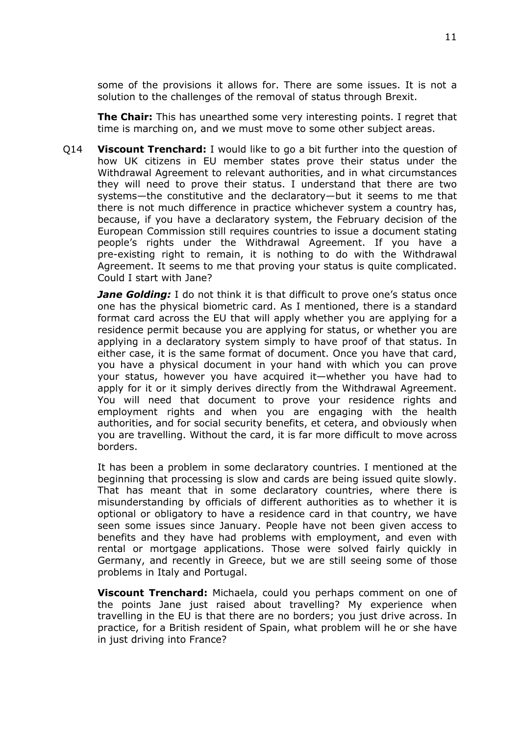some of the provisions it allows for. There are some issues. It is not a solution to the challenges of the removal of status through Brexit.

**The Chair:** This has unearthed some very interesting points. I regret that time is marching on, and we must move to some other subject areas.

Q14 **Viscount Trenchard:** I would like to go a bit further into the question of how UK citizens in EU member states prove their status under the Withdrawal Agreement to relevant authorities, and in what circumstances they will need to prove their status. I understand that there are two systems—the constitutive and the declaratory—but it seems to me that there is not much difference in practice whichever system a country has, because, if you have a declaratory system, the February decision of the European Commission still requires countries to issue a document stating people's rights under the Withdrawal Agreement. If you have a pre-existing right to remain, it is nothing to do with the Withdrawal Agreement. It seems to me that proving your status is quite complicated. Could I start with Jane?

***Jane Golding:*** I do not think it is that difficult to prove one's status once one has the physical biometric card. As I mentioned, there is a standard format card across the EU that will apply whether you are applying for a residence permit because you are applying for status, or whether you are applying in a declaratory system simply to have proof of that status. In either case, it is the same format of document. Once you have that card, you have a physical document in your hand with which you can prove your status, however you have acquired it—whether you have had to apply for it or it simply derives directly from the Withdrawal Agreement. You will need that document to prove your residence rights and employment rights and when you are engaging with the health authorities, and for social security benefits, et cetera, and obviously when you are travelling. Without the card, it is far more difficult to move across borders.

It has been a problem in some declaratory countries. I mentioned at the beginning that processing is slow and cards are being issued quite slowly. That has meant that in some declaratory countries, where there is misunderstanding by officials of different authorities as to whether it is optional or obligatory to have a residence card in that country, we have seen some issues since January. People have not been given access to benefits and they have had problems with employment, and even with rental or mortgage applications. Those were solved fairly quickly in Germany, and recently in Greece, but we are still seeing some of those problems in Italy and Portugal.

**Viscount Trenchard:** Michaela, could you perhaps comment on one of the points Jane just raised about travelling? My experience when travelling in the EU is that there are no borders; you just drive across. In practice, for a British resident of Spain, what problem will he or she have in just driving into France?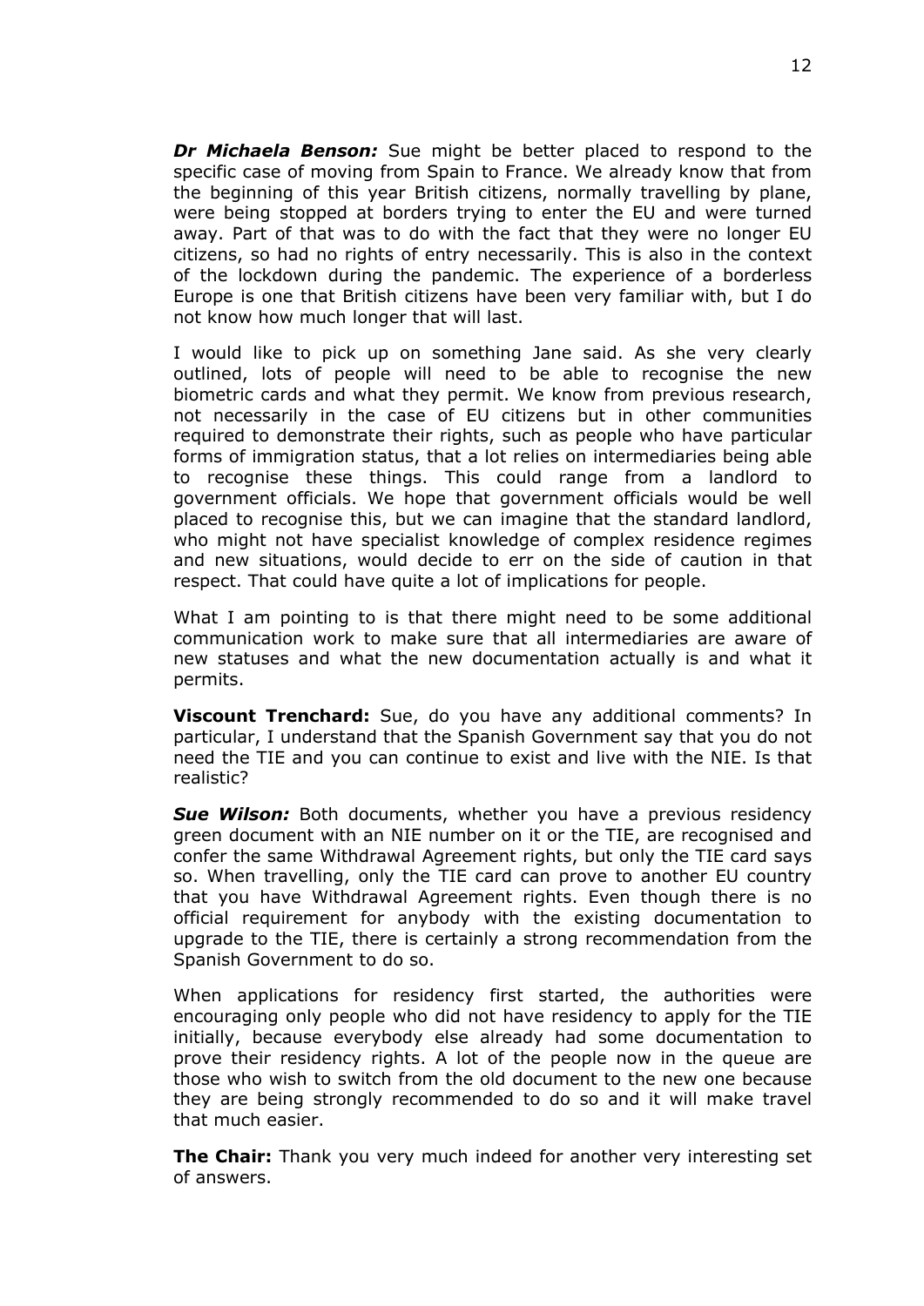***Dr Michaela Benson:*** Sue might be better placed to respond to the specific case of moving from Spain to France. We already know that from the beginning of this year British citizens, normally travelling by plane, were being stopped at borders trying to enter the EU and were turned away. Part of that was to do with the fact that they were no longer EU citizens, so had no rights of entry necessarily. This is also in the context of the lockdown during the pandemic. The experience of a borderless Europe is one that British citizens have been very familiar with, but I do not know how much longer that will last.

I would like to pick up on something Jane said. As she very clearly outlined, lots of people will need to be able to recognise the new biometric cards and what they permit. We know from previous research, not necessarily in the case of EU citizens but in other communities required to demonstrate their rights, such as people who have particular forms of immigration status, that a lot relies on intermediaries being able to recognise these things. This could range from a landlord to government officials. We hope that government officials would be well placed to recognise this, but we can imagine that the standard landlord, who might not have specialist knowledge of complex residence regimes and new situations, would decide to err on the side of caution in that respect. That could have quite a lot of implications for people.

What I am pointing to is that there might need to be some additional communication work to make sure that all intermediaries are aware of new statuses and what the new documentation actually is and what it permits.

**Viscount Trenchard:** Sue, do you have any additional comments? In particular, I understand that the Spanish Government say that you do not need the TIE and you can continue to exist and live with the NIE. Is that realistic?

***Sue Wilson:*** Both documents, whether you have a previous residency green document with an NIE number on it or the TIE, are recognised and confer the same Withdrawal Agreement rights, but only the TIE card says so. When travelling, only the TIE card can prove to another EU country that you have Withdrawal Agreement rights. Even though there is no official requirement for anybody with the existing documentation to upgrade to the TIE, there is certainly a strong recommendation from the Spanish Government to do so.

When applications for residency first started, the authorities were encouraging only people who did not have residency to apply for the TIE initially, because everybody else already had some documentation to prove their residency rights. A lot of the people now in the queue are those who wish to switch from the old document to the new one because they are being strongly recommended to do so and it will make travel that much easier.

**The Chair:** Thank you very much indeed for another very interesting set of answers.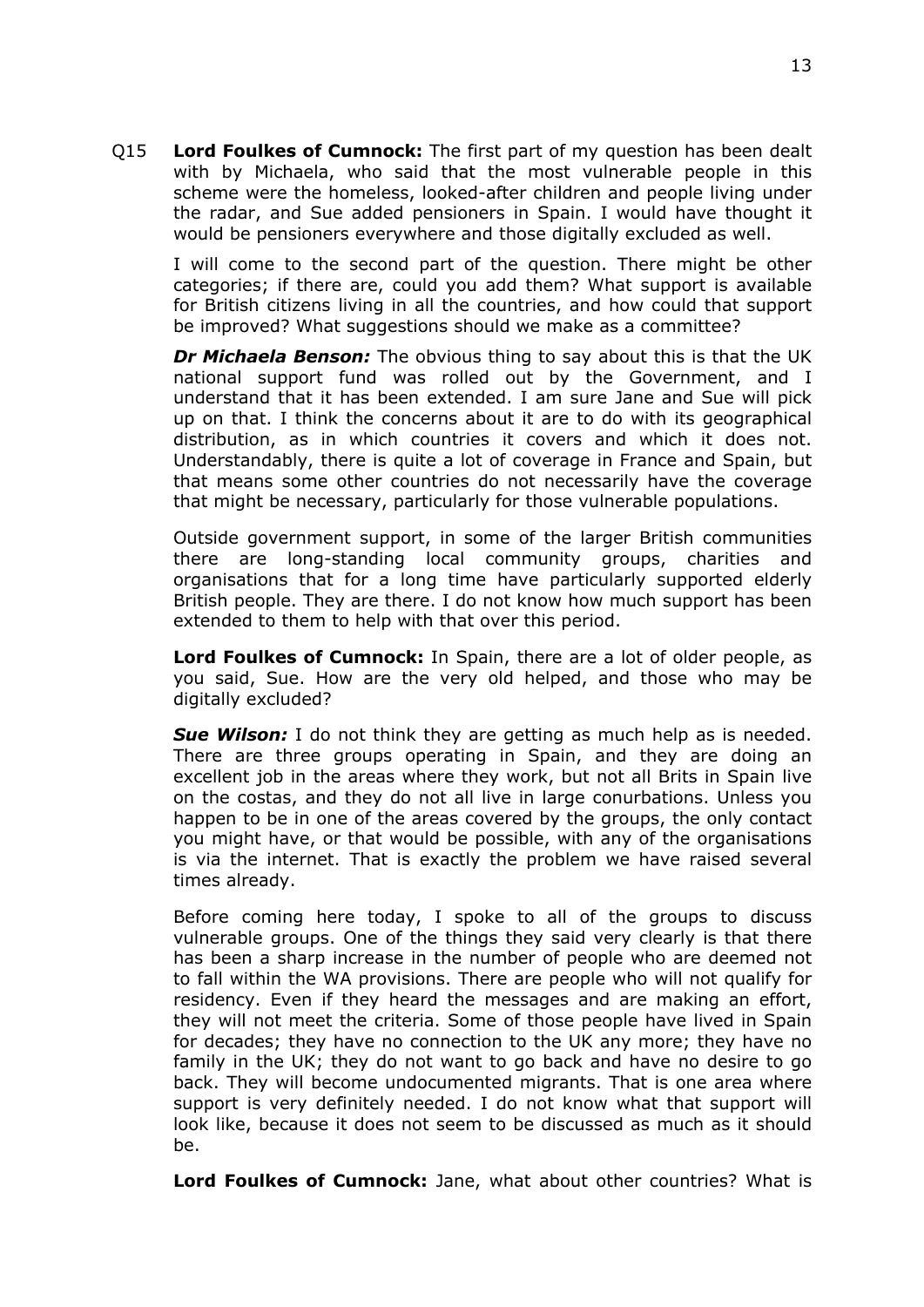Q15 **Lord Foulkes of Cumnock:** The first part of my question has been dealt with by Michaela, who said that the most vulnerable people in this scheme were the homeless, looked-after children and people living under the radar, and Sue added pensioners in Spain. I would have thought it would be pensioners everywhere and those digitally excluded as well.

I will come to the second part of the question. There might be other categories; if there are, could you add them? What support is available for British citizens living in all the countries, and how could that support be improved? What suggestions should we make as a committee?

***Dr Michaela Benson:*** The obvious thing to say about this is that the UK national support fund was rolled out by the Government, and I understand that it has been extended. I am sure Jane and Sue will pick up on that. I think the concerns about it are to do with its geographical distribution, as in which countries it covers and which it does not. Understandably, there is quite a lot of coverage in France and Spain, but that means some other countries do not necessarily have the coverage that might be necessary, particularly for those vulnerable populations.

Outside government support, in some of the larger British communities there are long-standing local community groups, charities and organisations that for a long time have particularly supported elderly British people. They are there. I do not know how much support has been extended to them to help with that over this period.

**Lord Foulkes of Cumnock:** In Spain, there are a lot of older people, as you said, Sue. How are the very old helped, and those who may be digitally excluded?

***Sue Wilson:*** I do not think they are getting as much help as is needed. There are three groups operating in Spain, and they are doing an excellent job in the areas where they work, but not all Brits in Spain live on the costas, and they do not all live in large conurbations. Unless you happen to be in one of the areas covered by the groups, the only contact you might have, or that would be possible, with any of the organisations is via the internet. That is exactly the problem we have raised several times already.

Before coming here today, I spoke to all of the groups to discuss vulnerable groups. One of the things they said very clearly is that there has been a sharp increase in the number of people who are deemed not to fall within the WA provisions. There are people who will not qualify for residency. Even if they heard the messages and are making an effort, they will not meet the criteria. Some of those people have lived in Spain for decades; they have no connection to the UK any more; they have no family in the UK; they do not want to go back and have no desire to go back. They will become undocumented migrants. That is one area where support is very definitely needed. I do not know what that support will look like, because it does not seem to be discussed as much as it should be.

**Lord Foulkes of Cumnock:** Jane, what about other countries? What is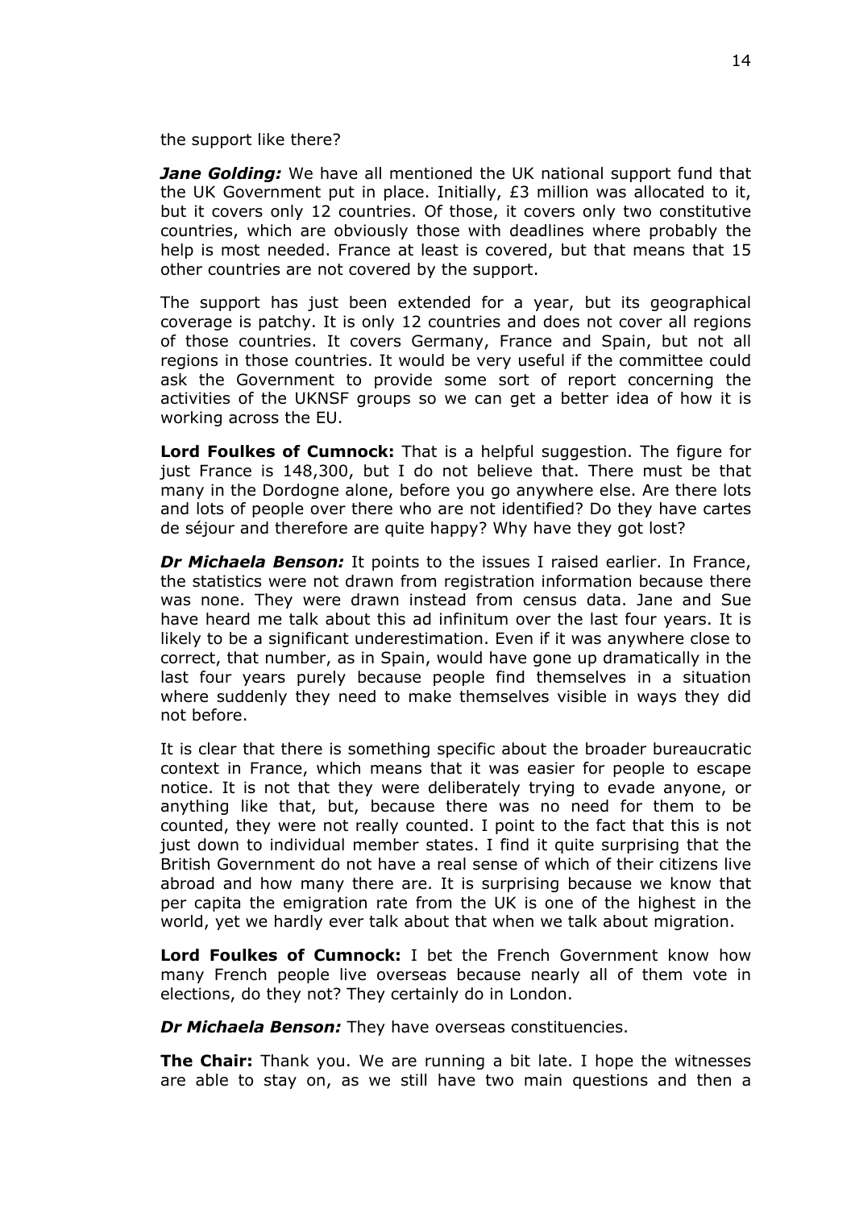the support like there?

***Jane Golding:*** We have all mentioned the UK national support fund that the UK Government put in place. Initially, £3 million was allocated to it, but it covers only 12 countries. Of those, it covers only two constitutive countries, which are obviously those with deadlines where probably the help is most needed. France at least is covered, but that means that 15 other countries are not covered by the support.

The support has just been extended for a year, but its geographical coverage is patchy. It is only 12 countries and does not cover all regions of those countries. It covers Germany, France and Spain, but not all regions in those countries. It would be very useful if the committee could ask the Government to provide some sort of report concerning the activities of the UKNSF groups so we can get a better idea of how it is working across the EU.

**Lord Foulkes of Cumnock:** That is a helpful suggestion. The figure for just France is 148,300, but I do not believe that. There must be that many in the Dordogne alone, before you go anywhere else. Are there lots and lots of people over there who are not identified? Do they have cartes de séjour and therefore are quite happy? Why have they got lost?

***Dr Michaela Benson:*** It points to the issues I raised earlier. In France, the statistics were not drawn from registration information because there was none. They were drawn instead from census data. Jane and Sue have heard me talk about this ad infinitum over the last four years. It is likely to be a significant underestimation. Even if it was anywhere close to correct, that number, as in Spain, would have gone up dramatically in the last four years purely because people find themselves in a situation where suddenly they need to make themselves visible in ways they did not before.

It is clear that there is something specific about the broader bureaucratic context in France, which means that it was easier for people to escape notice. It is not that they were deliberately trying to evade anyone, or anything like that, but, because there was no need for them to be counted, they were not really counted. I point to the fact that this is not just down to individual member states. I find it quite surprising that the British Government do not have a real sense of which of their citizens live abroad and how many there are. It is surprising because we know that per capita the emigration rate from the UK is one of the highest in the world, yet we hardly ever talk about that when we talk about migration.

**Lord Foulkes of Cumnock:** I bet the French Government know how many French people live overseas because nearly all of them vote in elections, do they not? They certainly do in London.

***Dr Michaela Benson:*** They have overseas constituencies.

**The Chair:** Thank you. We are running a bit late. I hope the witnesses are able to stay on, as we still have two main questions and then a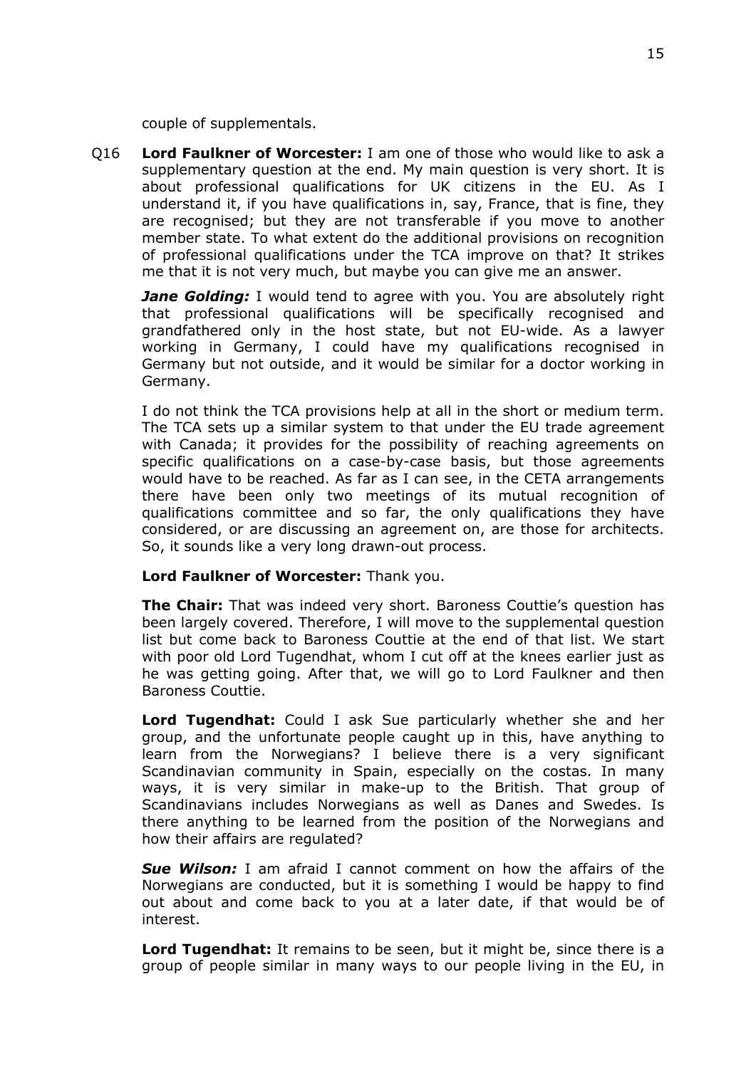couple of supplementals.

Q16 **Lord Faulkner of Worcester:** I am one of those who would like to ask a supplementary question at the end. My main question is very short. It is about professional qualifications for UK citizens in the EU. As I understand it, if you have qualifications in, say, France, that is fine, they are recognised; but they are not transferable if you move to another member state. To what extent do the additional provisions on recognition of professional qualifications under the TCA improve on that? It strikes me that it is not very much, but maybe you can give me an answer.

***Jane Golding:*** I would tend to agree with you. You are absolutely right that professional qualifications will be specifically recognised and grandfathered only in the host state, but not EU-wide. As a lawyer working in Germany, I could have my qualifications recognised in Germany but not outside, and it would be similar for a doctor working in Germany.

I do not think the TCA provisions help at all in the short or medium term. The TCA sets up a similar system to that under the EU trade agreement with Canada; it provides for the possibility of reaching agreements on specific qualifications on a case-by-case basis, but those agreements would have to be reached. As far as I can see, in the CETA arrangements there have been only two meetings of its mutual recognition of qualifications committee and so far, the only qualifications they have considered, or are discussing an agreement on, are those for architects. So, it sounds like a very long drawn-out process.

**Lord Faulkner of Worcester:** Thank you.

**The Chair:** That was indeed very short. Baroness Couttie's question has been largely covered. Therefore, I will move to the supplemental question list but come back to Baroness Couttie at the end of that list. We start with poor old Lord Tugendhat, whom I cut off at the knees earlier just as he was getting going. After that, we will go to Lord Faulkner and then Baroness Couttie.

**Lord Tugendhat:** Could I ask Sue particularly whether she and her group, and the unfortunate people caught up in this, have anything to learn from the Norwegians? I believe there is a very significant Scandinavian community in Spain, especially on the costas. In many ways, it is very similar in make-up to the British. That group of Scandinavians includes Norwegians as well as Danes and Swedes. Is there anything to be learned from the position of the Norwegians and how their affairs are regulated?

***Sue Wilson:*** I am afraid I cannot comment on how the affairs of the Norwegians are conducted, but it is something I would be happy to find out about and come back to you at a later date, if that would be of interest.

**Lord Tugendhat:** It remains to be seen, but it might be, since there is a group of people similar in many ways to our people living in the EU, in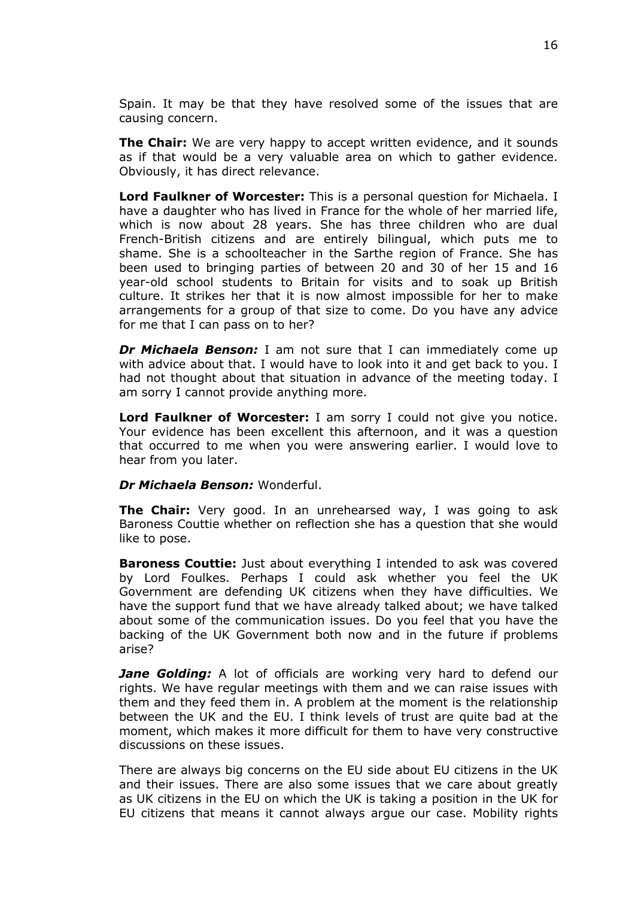Spain. It may be that they have resolved some of the issues that are causing concern.

**The Chair:** We are very happy to accept written evidence, and it sounds as if that would be a very valuable area on which to gather evidence. Obviously, it has direct relevance.

**Lord Faulkner of Worcester:** This is a personal question for Michaela. I have a daughter who has lived in France for the whole of her married life, which is now about 28 years. She has three children who are dual French-British citizens and are entirely bilingual, which puts me to shame. She is a schoolteacher in the Sarthe region of France. She has been used to bringing parties of between 20 and 30 of her 15 and 16 year-old school students to Britain for visits and to soak up British culture. It strikes her that it is now almost impossible for her to make arrangements for a group of that size to come. Do you have any advice for me that I can pass on to her?

***Dr Michaela Benson:*** I am not sure that I can immediately come up with advice about that. I would have to look into it and get back to you. I had not thought about that situation in advance of the meeting today. I am sorry I cannot provide anything more.

**Lord Faulkner of Worcester:** I am sorry I could not give you notice. Your evidence has been excellent this afternoon, and it was a question that occurred to me when you were answering earlier. I would love to hear from you later.

***Dr Michaela Benson:*** Wonderful.

**The Chair:** Very good. In an unrehearsed way, I was going to ask Baroness Couttie whether on reflection she has a question that she would like to pose.

**Baroness Couttie:** Just about everything I intended to ask was covered by Lord Foulkes. Perhaps I could ask whether you feel the UK Government are defending UK citizens when they have difficulties. We have the support fund that we have already talked about; we have talked about some of the communication issues. Do you feel that you have the backing of the UK Government both now and in the future if problems arise?

***Jane Golding:*** A lot of officials are working very hard to defend our rights. We have regular meetings with them and we can raise issues with them and they feed them in. A problem at the moment is the relationship between the UK and the EU. I think levels of trust are quite bad at the moment, which makes it more difficult for them to have very constructive discussions on these issues.

There are always big concerns on the EU side about EU citizens in the UK and their issues. There are also some issues that we care about greatly as UK citizens in the EU on which the UK is taking a position in the UK for EU citizens that means it cannot always argue our case. Mobility rights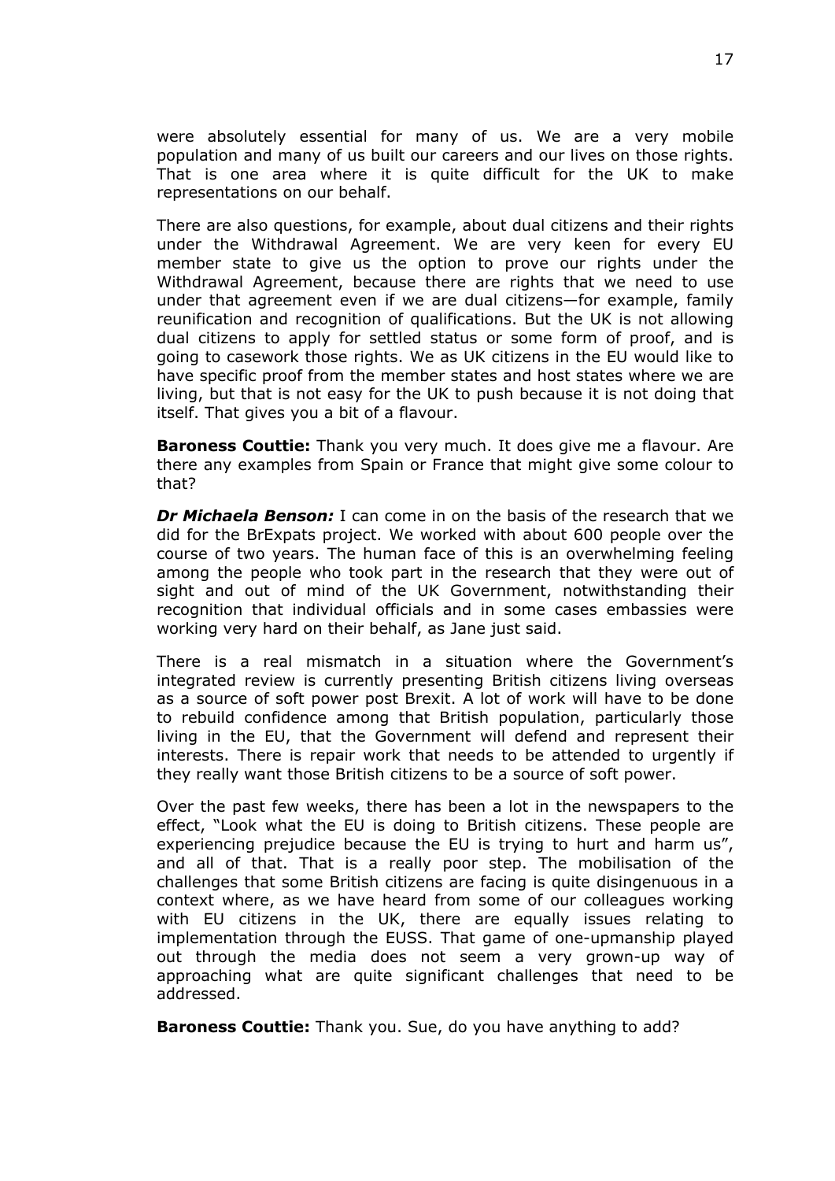were absolutely essential for many of us. We are a very mobile population and many of us built our careers and our lives on those rights. That is one area where it is quite difficult for the UK to make representations on our behalf.

There are also questions, for example, about dual citizens and their rights under the Withdrawal Agreement. We are very keen for every EU member state to give us the option to prove our rights under the Withdrawal Agreement, because there are rights that we need to use under that agreement even if we are dual citizens—for example, family reunification and recognition of qualifications. But the UK is not allowing dual citizens to apply for settled status or some form of proof, and is going to casework those rights. We as UK citizens in the EU would like to have specific proof from the member states and host states where we are living, but that is not easy for the UK to push because it is not doing that itself. That gives you a bit of a flavour.

**Baroness Couttie:** Thank you very much. It does give me a flavour. Are there any examples from Spain or France that might give some colour to that?

***Dr Michaela Benson:*** I can come in on the basis of the research that we did for the BrExpats project. We worked with about 600 people over the course of two years. The human face of this is an overwhelming feeling among the people who took part in the research that they were out of sight and out of mind of the UK Government, notwithstanding their recognition that individual officials and in some cases embassies were working very hard on their behalf, as Jane just said.

There is a real mismatch in a situation where the Government's integrated review is currently presenting British citizens living overseas as a source of soft power post Brexit. A lot of work will have to be done to rebuild confidence among that British population, particularly those living in the EU, that the Government will defend and represent their interests. There is repair work that needs to be attended to urgently if they really want those British citizens to be a source of soft power.

Over the past few weeks, there has been a lot in the newspapers to the effect, "Look what the EU is doing to British citizens. These people are experiencing prejudice because the EU is trying to hurt and harm us", and all of that. That is a really poor step. The mobilisation of the challenges that some British citizens are facing is quite disingenuous in a context where, as we have heard from some of our colleagues working with EU citizens in the UK, there are equally issues relating to implementation through the EUSS. That game of one-upmanship played out through the media does not seem a very grown-up way of approaching what are quite significant challenges that need to be addressed.

**Baroness Couttie:** Thank you. Sue, do you have anything to add?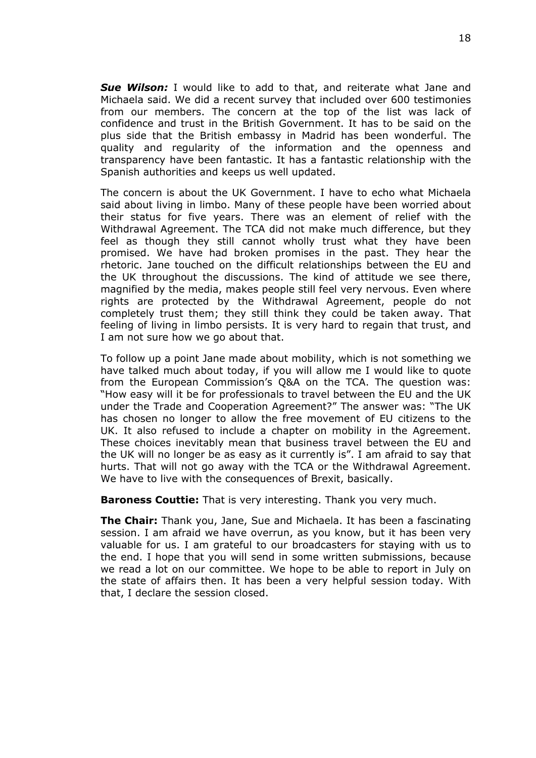***Sue Wilson:*** I would like to add to that, and reiterate what Jane and Michaela said. We did a recent survey that included over 600 testimonies from our members. The concern at the top of the list was lack of confidence and trust in the British Government. It has to be said on the plus side that the British embassy in Madrid has been wonderful. The quality and regularity of the information and the openness and transparency have been fantastic. It has a fantastic relationship with the Spanish authorities and keeps us well updated.

The concern is about the UK Government. I have to echo what Michaela said about living in limbo. Many of these people have been worried about their status for five years. There was an element of relief with the Withdrawal Agreement. The TCA did not make much difference, but they feel as though they still cannot wholly trust what they have been promised. We have had broken promises in the past. They hear the rhetoric. Jane touched on the difficult relationships between the EU and the UK throughout the discussions. The kind of attitude we see there, magnified by the media, makes people still feel very nervous. Even where rights are protected by the Withdrawal Agreement, people do not completely trust them; they still think they could be taken away. That feeling of living in limbo persists. It is very hard to regain that trust, and I am not sure how we go about that.

To follow up a point Jane made about mobility, which is not something we have talked much about today, if you will allow me I would like to quote from the European Commission's Q&A on the TCA. The question was: "How easy will it be for professionals to travel between the EU and the UK under the Trade and Cooperation Agreement?" The answer was: "The UK has chosen no longer to allow the free movement of EU citizens to the UK. It also refused to include a chapter on mobility in the Agreement. These choices inevitably mean that business travel between the EU and the UK will no longer be as easy as it currently is". I am afraid to say that hurts. That will not go away with the TCA or the Withdrawal Agreement. We have to live with the consequences of Brexit, basically.

**Baroness Couttie:** That is very interesting. Thank you very much.

**The Chair:** Thank you, Jane, Sue and Michaela. It has been a fascinating session. I am afraid we have overrun, as you know, but it has been very valuable for us. I am grateful to our broadcasters for staying with us to the end. I hope that you will send in some written submissions, because we read a lot on our committee. We hope to be able to report in July on the state of affairs then. It has been a very helpful session today. With that, I declare the session closed.